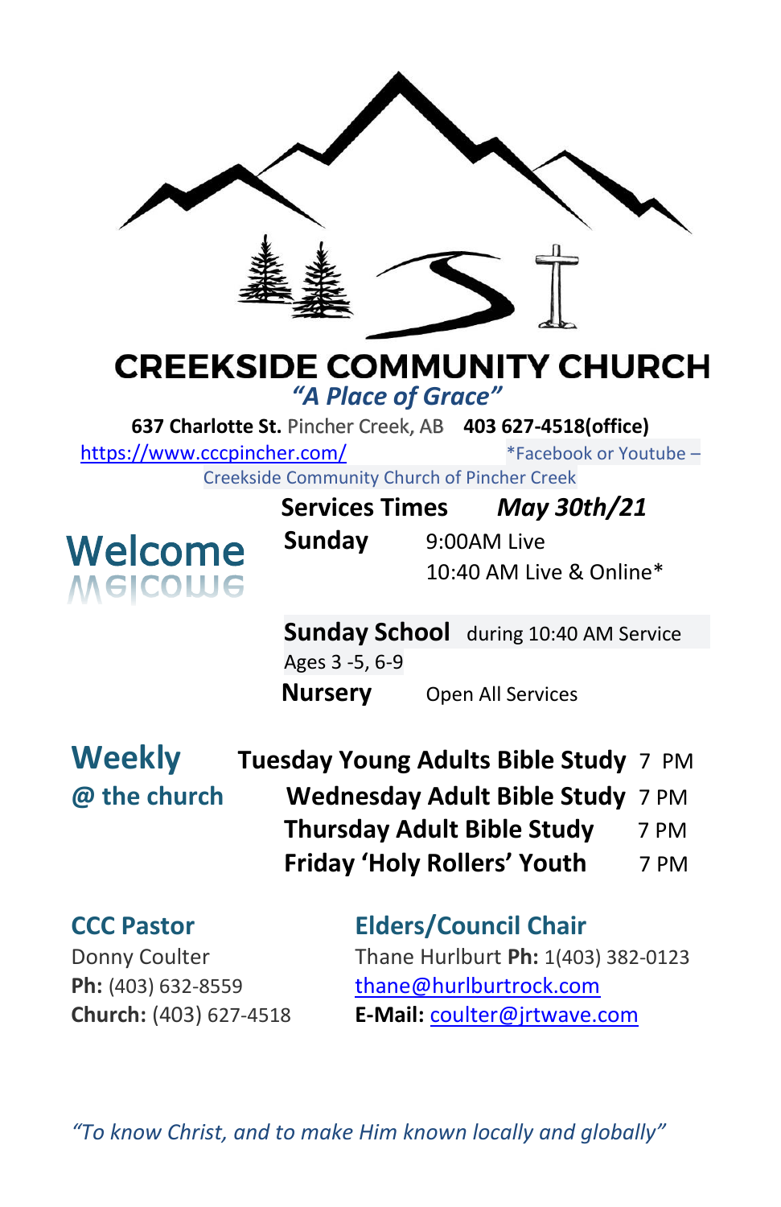# CREEKSIDE COMMUNITY CHURCH

*"A Place of Grace"*

**637 Charlotte St.** Pincher Creek, AB **403 627-4518(office)**

https://www.cccpincher.com/ *Facebook or Youtube – Creekside Community Church of Pincher Creek

## Welcome

**Services Times** ***May 30th/21***

**Sunday** 9:00AM Live
10:40 AM Live & Online*

**Sunday School** during 10:40 AM Service
Ages 3 -5, 6-9

**Nursery** Open All Services

## Weekly @ the church

**Tuesday Young Adults Bible Study** 7 PM
**Wednesday Adult Bible Study** 7 PM
**Thursday Adult Bible Study** 7 PM
**Friday 'Holy Rollers' Youth** 7 PM

### CCC Pastor

Donny Coulter
**Ph:** (403) 632-8559
**Church:** (403) 627-4518
**E-Mail:** coulter@jrtwave.com

### Elders/Council Chair

Thane Hurlburt **Ph:** 1(403) 382-0123
thane@hurlburtrock.com

*"To know Christ, and to make Him known locally and globally"*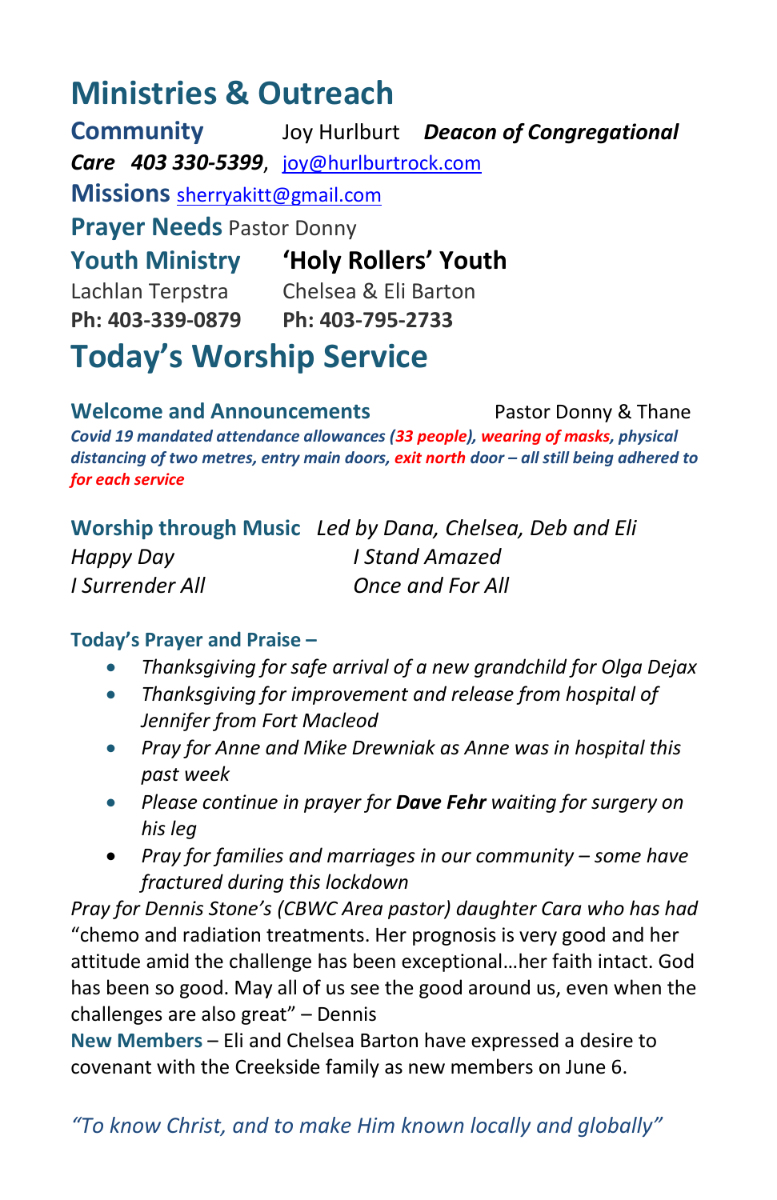# Ministries & Outreach

**Community** Joy Hurlburt ***Deacon of Congregational Care* *403 330-5399***, joy@hurlburtrock.com

**Missions** sherryakitt@gmail.com

**Prayer Needs** Pastor Donny

| **Youth Ministry** | **'Holy Rollers' Youth** |
|---|---|
| Lachlan Terpstra | Chelsea & Eli Barton |
| **Ph: 403-339-0879** | **Ph: 403-795-2733** |

# Today's Worship Service

**Welcome and Announcements** Pastor Donny & Thane

***Covid 19 mandated attendance allowances (33 people), wearing of masks, physical distancing of two metres, entry main doors, exit north door – all still being adhered to for each service***

**Worship through Music** *Led by Dana, Chelsea, Deb and Eli*

| | |
|---|---|
| *Happy Day* | *I Stand Amazed* |
| *I Surrender All* | *Once and For All* |

**Today's Prayer and Praise –**

- *Thanksgiving for safe arrival of a new grandchild for Olga Dejax*
- *Thanksgiving for improvement and release from hospital of Jennifer from Fort Macleod*
- *Pray for Anne and Mike Drewniak as Anne was in hospital this past week*
- *Please continue in prayer for **Dave Fehr** waiting for surgery on his leg*
- *Pray for families and marriages in our community – some have fractured during this lockdown*

*Pray for Dennis Stone's (CBWC Area pastor) daughter Cara who has had* "chemo and radiation treatments. Her prognosis is very good and her attitude amid the challenge has been exceptional…her faith intact. God has been so good. May all of us see the good around us, even when the challenges are also great" – Dennis

**New Members** – Eli and Chelsea Barton have expressed a desire to covenant with the Creekside family as new members on June 6.

*"To know Christ, and to make Him known locally and globally"*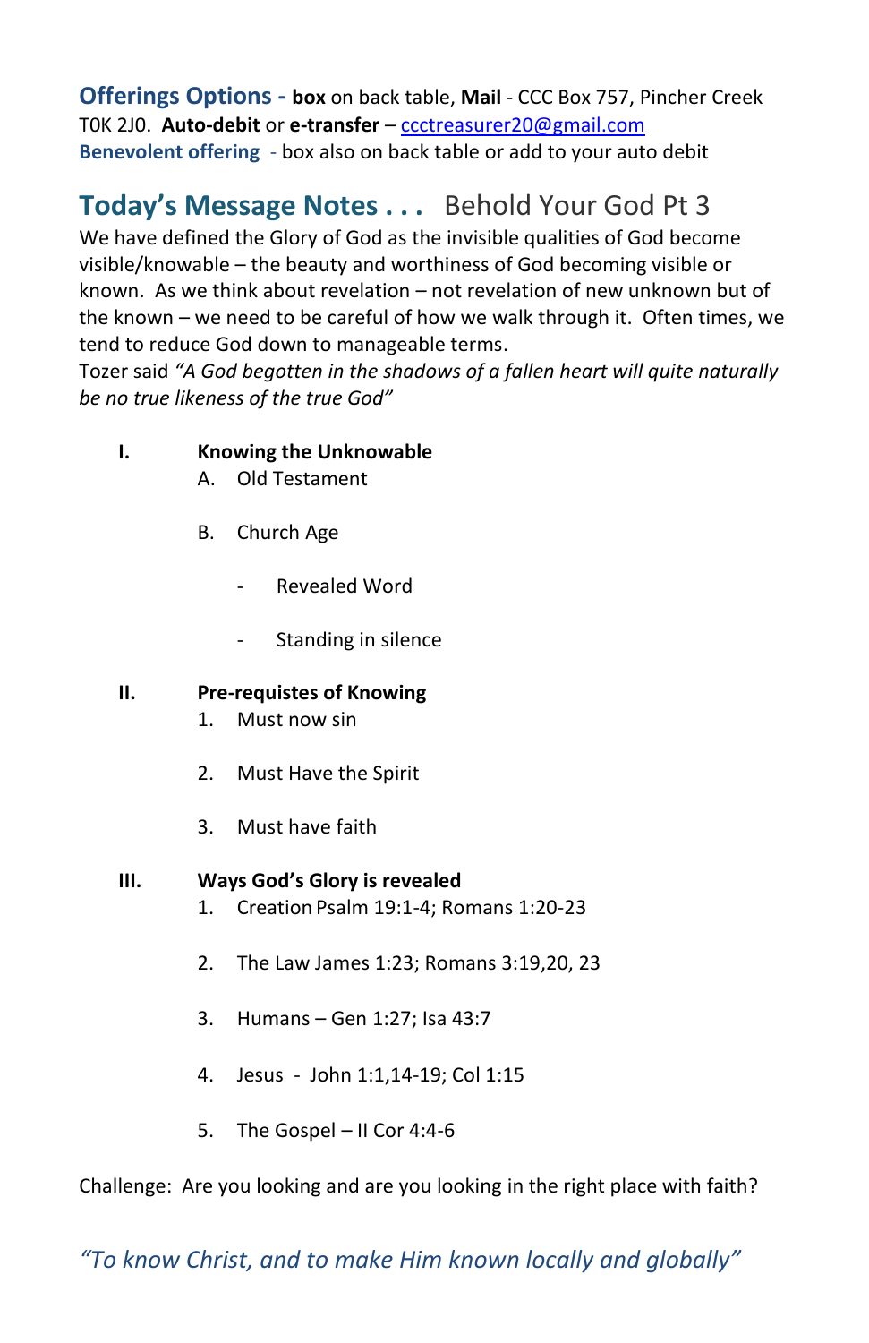**Offerings Options - box** on back table, **Mail** - CCC Box 757, Pincher Creek T0K 2J0. **Auto-debit** or **e-transfer** – ccctreasurer20@gmail.com
**Benevolent offering** - box also on back table or add to your auto debit

## Today's Message Notes . . . Behold Your God Pt 3

We have defined the Glory of God as the invisible qualities of God become visible/knowable – the beauty and worthiness of God becoming visible or known. As we think about revelation – not revelation of new unknown but of the known – we need to be careful of how we walk through it. Often times, we tend to reduce God down to manageable terms.
Tozer said *"A God begotten in the shadows of a fallen heart will quite naturally be no true likeness of the true God"*

I. **Knowing the Unknowable**
   A. Old Testament

   B. Church Age

   - Revealed Word

   - Standing in silence

II. **Pre-requistes of Knowing**
   1. Must now sin

   2. Must Have the Spirit

   3. Must have faith

III. **Ways God's Glory is revealed**
   1. Creation Psalm 19:1-4; Romans 1:20-23

   2. The Law James 1:23; Romans 3:19,20, 23

   3. Humans – Gen 1:27; Isa 43:7

   4. Jesus - John 1:1,14-19; Col 1:15

   5. The Gospel – II Cor 4:4-6

Challenge: Are you looking and are you looking in the right place with faith?

*"To know Christ, and to make Him known locally and globally"*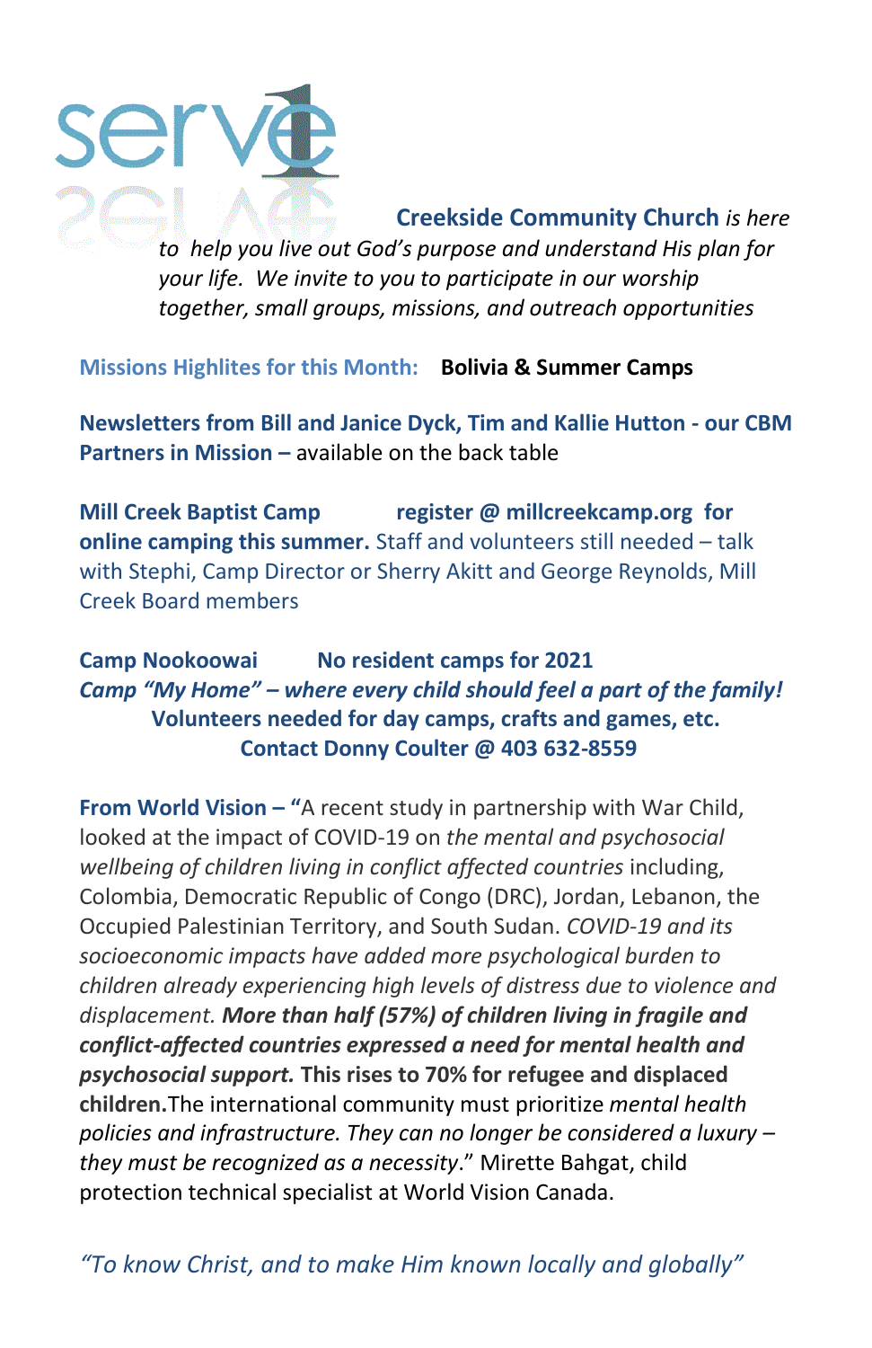serve1

**Creekside Community Church** *is here to help you live out God's purpose and understand His plan for your life. We invite to you to participate in our worship together, small groups, missions, and outreach opportunities*

**Missions Highlites for this Month: Bolivia & Summer Camps**

**Newsletters from Bill and Janice Dyck, Tim and Kallie Hutton - our CBM Partners in Mission –** available on the back table

**Mill Creek Baptist Camp register @ millcreekcamp.org for online camping this summer.** Staff and volunteers still needed – talk with Stephi, Camp Director or Sherry Akitt and George Reynolds, Mill Creek Board members

**Camp Nookoowai No resident camps for 2021**
***Camp "My Home" – where every child should feel a part of the family!***
**Volunteers needed for day camps, crafts and games, etc.**
**Contact Donny Coulter @ 403 632-8559**

**From World Vision – "**A recent study in partnership with War Child, looked at the impact of COVID-19 on *the mental and psychosocial wellbeing of children living in conflict affected countries* including, Colombia, Democratic Republic of Congo (DRC), Jordan, Lebanon, the Occupied Palestinian Territory, and South Sudan. *COVID-19 and its socioeconomic impacts have added more psychological burden to children already experiencing high levels of distress due to violence and displacement.* ***More than half (57%) of children living in fragile and conflict-affected countries expressed a need for mental health and psychosocial support.*** **This rises to 70% for refugee and displaced children.**The international community must prioritize *mental health policies and infrastructure. They can no longer be considered a luxury – they must be recognized as a necessity*." Mirette Bahgat, child protection technical specialist at World Vision Canada.

*"To know Christ, and to make Him known locally and globally"*